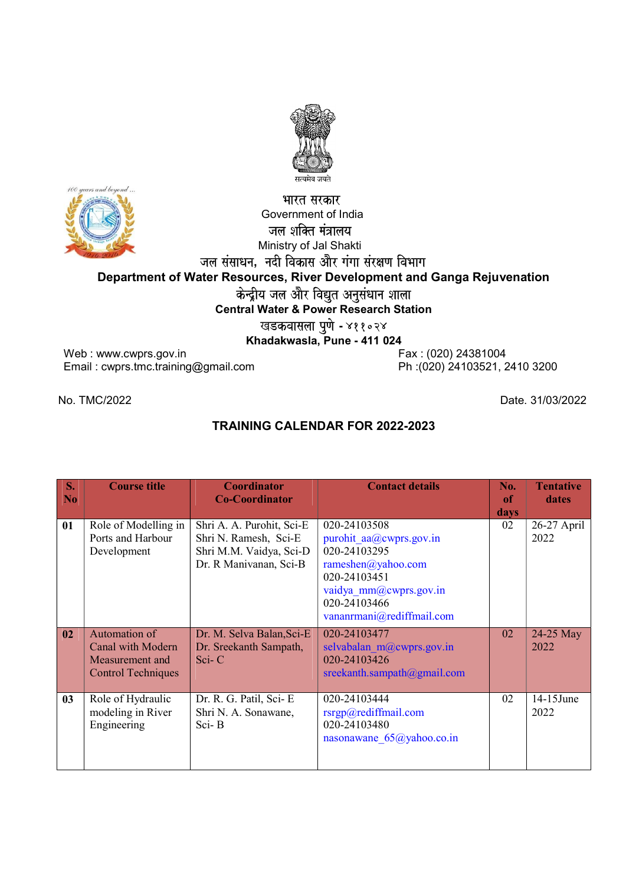सत्यमेव जयते

भारत सरकार

Government of India

जल शक्ति मंत्रालय

Ministry of Jal Shakti

जल संसाधन, नदी विकास और गंगा संरक्षण विभाग

**Department of Water Resources, River Development and Ganga Rejuvenation**

केन्द्रीय जल और विद्युत अनुसंधान शाला

**Central Water & Power Research Station**

खडकवासला पुणे - ४११०२४

**Khadakwasla, Pune - 411 024**

Web : www.cwprs.gov.in
Email : cwprs.tmc.training@gmail.com

Fax : (020) 24381004
Ph :(020) 24103521, 2410 3200

No. TMC/2022

Date. 31/03/2022

## TRAINING CALENDAR FOR 2022-2023

| S. No | Course title | Coordinator Co-Coordinator | Contact details | No. of days | Tentative dates |
|---|---|---|---|---|---|
| 01 | Role of Modelling in Ports and Harbour Development | Shri A. A. Purohit, Sci-E<br>Shri N. Ramesh, Sci-E<br>Shri M.M. Vaidya, Sci-D<br>Dr. R Manivanan, Sci-B | 020-24103508<br>purohit_aa@cwprs.gov.in<br>020-24103295<br>rameshen@yahoo.com<br>020-24103451<br>vaidya_mm@cwprs.gov.in<br>020-24103466<br>vananrmani@rediffmail.com | 02 | 26-27 April 2022 |
| 02 | Automation of Canal with Modern Measurement and Control Techniques | Dr. M. Selva Balan,Sci-E<br>Dr. Sreekanth Sampath, Sci- C | 020-24103477<br>selvabalan_m@cwprs.gov.in<br>020-24103426<br>sreekanth.sampath@gmail.com | 02 | 24-25 May 2022 |
| 03 | Role of Hydraulic modeling in River Engineering | Dr. R. G. Patil, Sci- E<br>Shri N. A. Sonawane, Sci- B | 020-24103444<br>rsrgp@rediffmail.com<br>020-24103480<br>nasonawane_65@yahoo.co.in | 02 | 14-15June 2022 |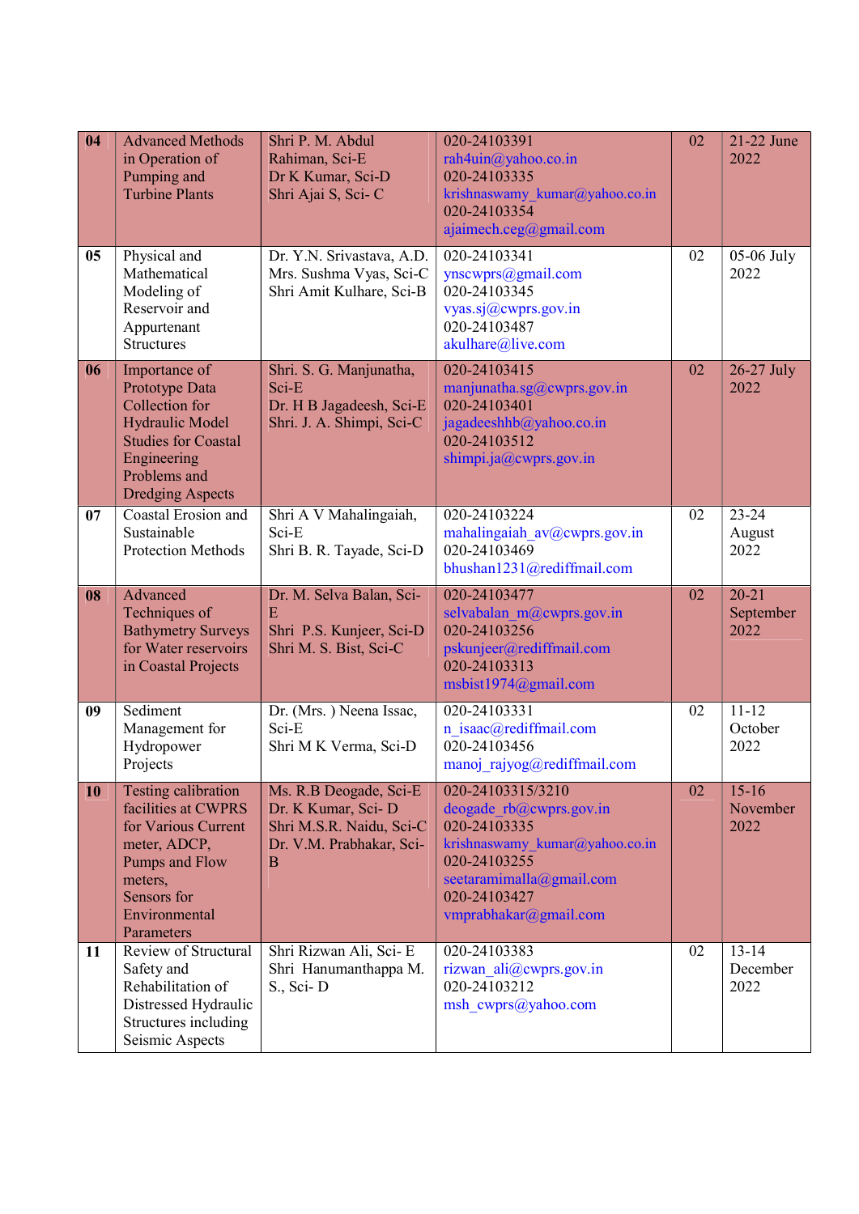| | | | | | |
|---|---|---|---|---|---|
| **04** | Advanced Methods in Operation of Pumping and Turbine Plants | Shri P. M. Abdul Rahiman, Sci-E<br>Dr K Kumar, Sci-D<br>Shri Ajai S, Sci- C | 020-24103391<br>rah4uin@yahoo.co.in<br>020-24103335<br>krishnaswamy_kumar@yahoo.co.in<br>020-24103354<br>ajaimech.ceg@gmail.com | 02 | 21-22 June 2022 |
| **05** | Physical and Mathematical Modeling of Reservoir and Appurtenant Structures | Dr. Y.N. Srivastava, A.D.<br>Mrs. Sushma Vyas, Sci-C<br>Shri Amit Kulhare, Sci-B | 020-24103341<br>ynscwprs@gmail.com<br>020-24103345<br>vyas.sj@cwprs.gov.in<br>020-24103487<br>akulhare@live.com | 02 | 05-06 July 2022 |
| **06** | Importance of Prototype Data Collection for Hydraulic Model Studies for Coastal Engineering Problems and Dredging Aspects | Shri. S. G. Manjunatha, Sci-E<br>Dr. H B Jagadeesh, Sci-E<br>Shri. J. A. Shimpi, Sci-C | 020-24103415<br>manjunatha.sg@cwprs.gov.in<br>020-24103401<br>jagadeeshhb@yahoo.co.in<br>020-24103512<br>shimpi.ja@cwprs.gov.in | 02 | 26-27 July 2022 |
| **07** | Coastal Erosion and Sustainable Protection Methods | Shri A V Mahalingaiah, Sci-E<br>Shri B. R. Tayade, Sci-D | 020-24103224<br>mahalingaiah_av@cwprs.gov.in<br>020-24103469<br>bhushan1231@rediffmail.com | 02 | 23-24 August 2022 |
| **08** | Advanced Techniques of Bathymetry Surveys for Water reservoirs in Coastal Projects | Dr. M. Selva Balan, Sci-E<br>Shri P.S. Kunjeer, Sci-D<br>Shri M. S. Bist, Sci-C | 020-24103477<br>selvabalan_m@cwprs.gov.in<br>020-24103256<br>pskunjeer@rediffmail.com<br>020-24103313<br>msbist1974@gmail.com | 02 | 20-21 September 2022 |
| **09** | Sediment Management for Hydropower Projects | Dr. (Mrs. ) Neena Issac, Sci-E<br>Shri M K Verma, Sci-D | 020-24103331<br>n_isaac@rediffmail.com<br>020-24103456<br>manoj_rajyog@rediffmail.com | 02 | 11-12 October 2022 |
| **10** | Testing calibration facilities at CWPRS for Various Current meter, ADCP, Pumps and Flow meters, Sensors for Environmental Parameters | Ms. R.B Deogade, Sci-E<br>Dr. K Kumar, Sci- D<br>Shri M.S.R. Naidu, Sci-C<br>Dr. V.M. Prabhakar, Sci-B | 020-24103315/3210<br>deogade_rb@cwprs.gov.in<br>020-24103335<br>krishnaswamy_kumar@yahoo.co.in<br>020-24103255<br>seetaramimalla@gmail.com<br>020-24103427<br>vmprabhakar@gmail.com | 02 | 15-16 November 2022 |
| **11** | Review of Structural Safety and Rehabilitation of Distressed Hydraulic Structures including Seismic Aspects | Shri Rizwan Ali, Sci- E<br>Shri Hanumanthappa M. S., Sci- D | 020-24103383<br>rizwan_ali@cwprs.gov.in<br>020-24103212<br>msh_cwprs@yahoo.com | 02 | 13-14 December 2022 |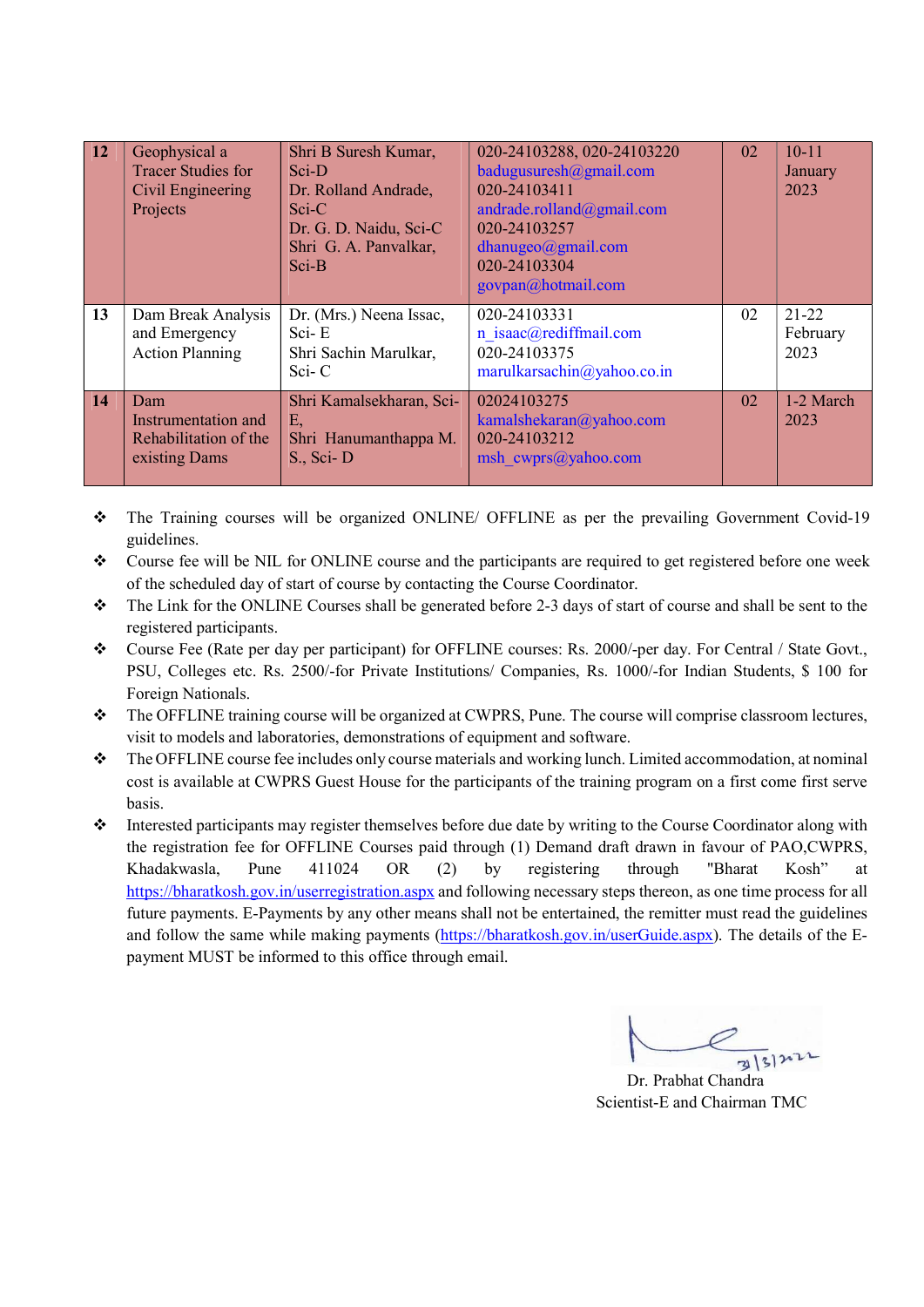| | | | | | |
|---|---|---|---|---|---|
| **12** | Geophysical a Tracer Studies for Civil Engineering Projects | Shri B Suresh Kumar, Sci-D<br>Dr. Rolland Andrade, Sci-C<br>Dr. G. D. Naidu, Sci-C<br>Shri G. A. Panvalkar, Sci-B | 020-24103288, 020-24103220<br>badugusuresh@gmail.com<br>020-24103411<br>andrade.rolland@gmail.com<br>020-24103257<br>dhanugeo@gmail.com<br>020-24103304<br>govpan@hotmail.com | 02 | 10-11 January 2023 |
| 13 | Dam Break Analysis and Emergency Action Planning | Dr. (Mrs.) Neena Issac, Sci- E<br>Shri Sachin Marulkar, Sci- C | 020-24103331<br>n_isaac@rediffmail.com<br>020-24103375<br>marulkarsachin@yahoo.co.in | 02 | 21-22 February 2023 |
| **14** | Dam Instrumentation and Rehabilitation of the existing Dams | Shri Kamalsekharan, Sci-E,<br>Shri Hanumanthappa M. S., Sci- D | 02024103275<br>kamalshekaran@yahoo.com<br>020-24103212<br>msh_cwprs@yahoo.com | 02 | 1-2 March 2023 |

- The Training courses will be organized ONLINE/ OFFLINE as per the prevailing Government Covid-19 guidelines.
- Course fee will be NIL for ONLINE course and the participants are required to get registered before one week of the scheduled day of start of course by contacting the Course Coordinator.
- The Link for the ONLINE Courses shall be generated before 2-3 days of start of course and shall be sent to the registered participants.
- Course Fee (Rate per day per participant) for OFFLINE courses: Rs. 2000/-per day. For Central / State Govt., PSU, Colleges etc. Rs. 2500/-for Private Institutions/ Companies, Rs. 1000/-for Indian Students, $ 100 for Foreign Nationals.
- The OFFLINE training course will be organized at CWPRS, Pune. The course will comprise classroom lectures, visit to models and laboratories, demonstrations of equipment and software.
- The OFFLINE course fee includes only course materials and working lunch. Limited accommodation, at nominal cost is available at CWPRS Guest House for the participants of the training program on a first come first serve basis.
- Interested participants may register themselves before due date by writing to the Course Coordinator along with the registration fee for OFFLINE Courses paid through (1) Demand draft drawn in favour of PAO,CWPRS, Khadakwasla, Pune 411024 OR (2) by registering through "Bharat Kosh" at https://bharatkosh.gov.in/userregistration.aspx and following necessary steps thereon, as one time process for all future payments. E-Payments by any other means shall not be entertained, the remitter must read the guidelines and follow the same while making payments (https://bharatkosh.gov.in/userGuide.aspx). The details of the E-payment MUST be informed to this office through email.

3/3/2022

Dr. Prabhat Chandra
Scientist-E and Chairman TMC